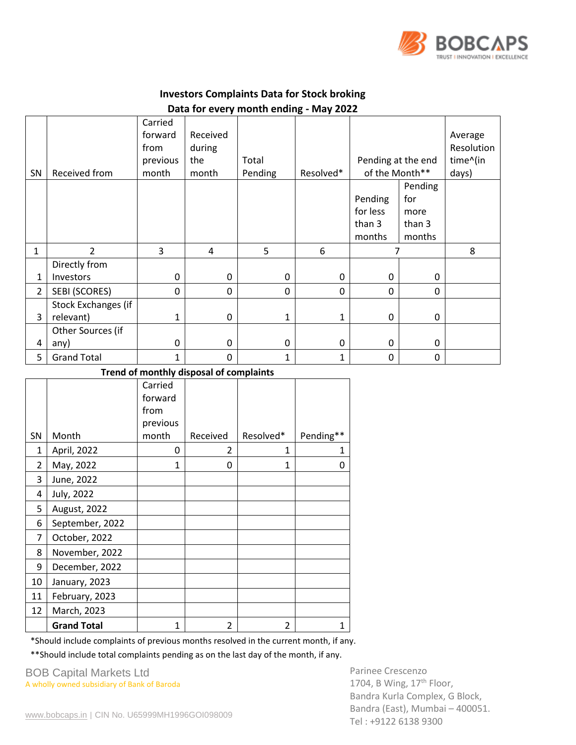## Investors Complaints Data for Stock broking

### Data for every month ending - May 2022

| SN | Received from | Carried forward from previous month | Received during the month | Total Pending | Resolved* | Pending at the end of the Month** | | Average Resolution time^(in days) |
|---|---|---|---|---|---|---|---|---|
| | | | | | | Pending for less than 3 months | Pending for more than 3 months | |
| 1 | 2 | 3 | 4 | 5 | 6 | 7 | | 8 |
| 1 | Directly from Investors | 0 | 0 | 0 | 0 | 0 | 0 | |
| 2 | SEBI (SCORES) | 0 | 0 | 0 | 0 | 0 | 0 | |
| 3 | Stock Exchanges (if relevant) | 1 | 0 | 1 | 1 | 0 | 0 | |
| 4 | Other Sources (if any) | 0 | 0 | 0 | 0 | 0 | 0 | |
| 5 | Grand Total | 1 | 0 | 1 | 1 | 0 | 0 | |

### Trend of monthly disposal of complaints

| SN | Month | Carried forward from previous month | Received | Resolved* | Pending** |
|---|---|---|---|---|---|
| 1 | April, 2022 | 0 | 2 | 1 | 1 |
| 2 | May, 2022 | 1 | 0 | 1 | 0 |
| 3 | June, 2022 | | | | |
| 4 | July, 2022 | | | | |
| 5 | August, 2022 | | | | |
| 6 | September, 2022 | | | | |
| 7 | October, 2022 | | | | |
| 8 | November, 2022 | | | | |
| 9 | December, 2022 | | | | |
| 10 | January, 2023 | | | | |
| 11 | February, 2023 | | | | |
| 12 | March, 2023 | | | | |
| | **Grand Total** | 1 | 2 | 2 | 1 |

*Should include complaints of previous months resolved in the current month, if any.

**Should include total complaints pending as on the last day of the month, if any.

BOB Capital Markets Ltd
A wholly owned subsidiary of Bank of Baroda

www.bobcaps.in | CIN No. U65999MH1996GOI098009

Parinee Crescenzo
1704, B Wing, 17th Floor,
Bandra Kurla Complex, G Block,
Bandra (East), Mumbai – 400051.
Tel : +9122 6138 9300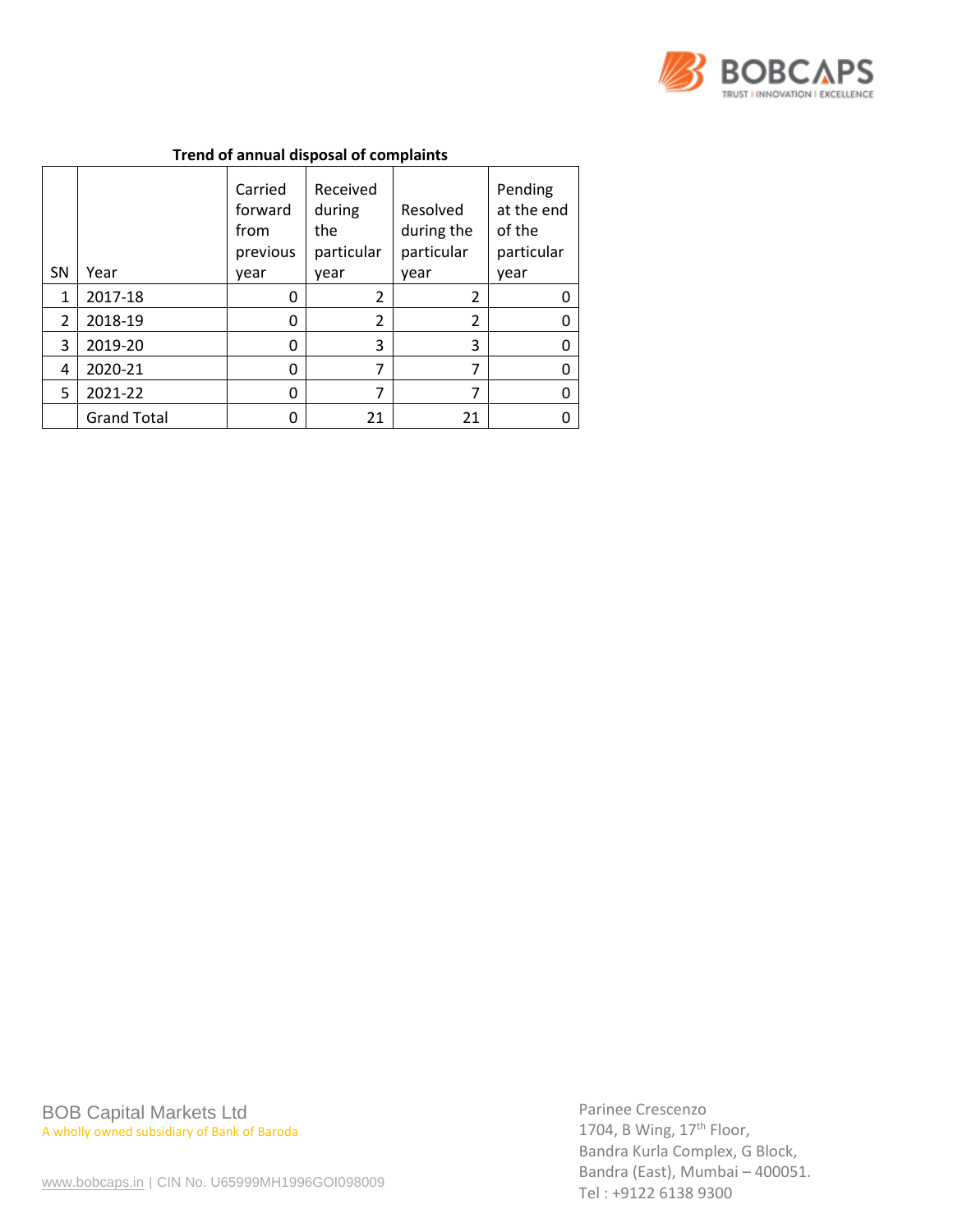**Trend of annual disposal of complaints**

| SN | Year | Carried forward from previous year | Received during the particular year | Resolved during the particular year | Pending at the end of the particular year |
|---|---|---|---|---|---|
| 1 | 2017-18 | 0 | 2 | 2 | 0 |
| 2 | 2018-19 | 0 | 2 | 2 | 0 |
| 3 | 2019-20 | 0 | 3 | 3 | 0 |
| 4 | 2020-21 | 0 | 7 | 7 | 0 |
| 5 | 2021-22 | 0 | 7 | 7 | 0 |
| | Grand Total | 0 | 21 | 21 | 0 |